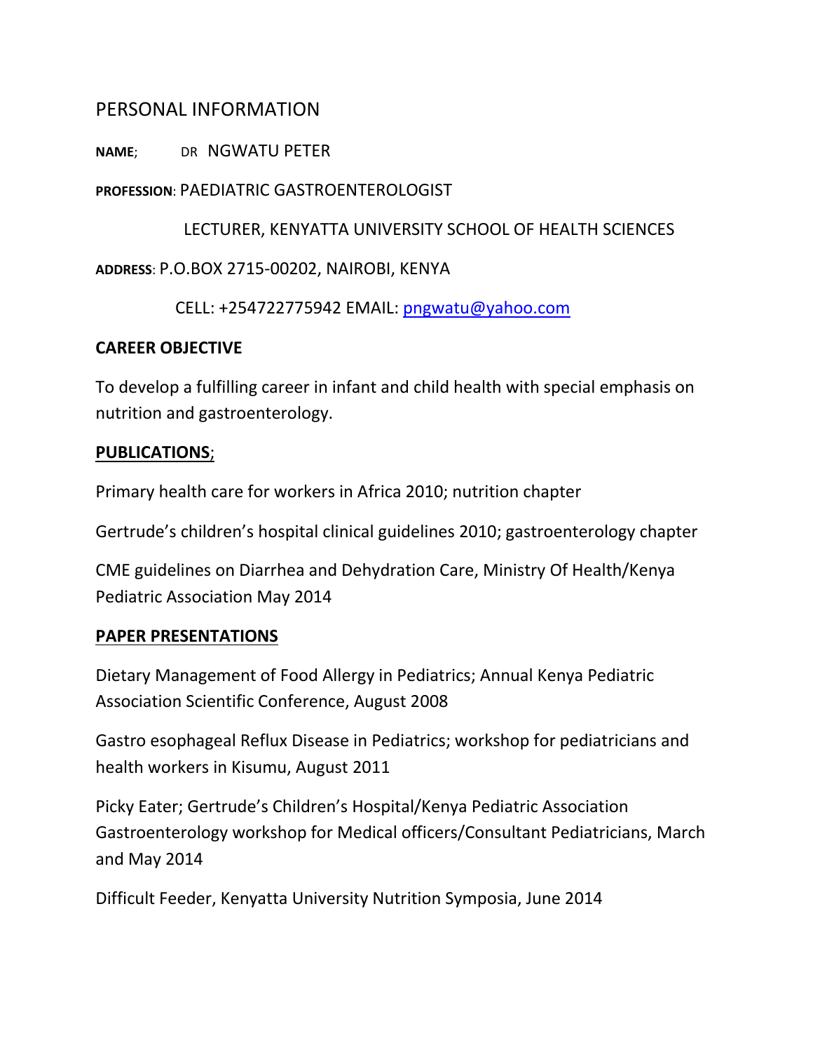## PERSONAL INFORMATION

**NAME**; DR NGWATU PETER

**PROFESSION**: PAEDIATRIC GASTROENTEROLOGIST

LECTURER, KENYATTA UNIVERSITY SCHOOL OF HEALTH SCIENCES

**ADDRESS**: P.O.BOX 2715-00202, NAIROBI, KENYA

CELL: +254722775942 EMAIL: pngwatu@yahoo.com

**CAREER OBJECTIVE**

To develop a fulfilling career in infant and child health with special emphasis on nutrition and gastroenterology.

**PUBLICATIONS**;

Primary health care for workers in Africa 2010; nutrition chapter

Gertrude's children's hospital clinical guidelines 2010; gastroenterology chapter

CME guidelines on Diarrhea and Dehydration Care, Ministry Of Health/Kenya Pediatric Association May 2014

**PAPER PRESENTATIONS**

Dietary Management of Food Allergy in Pediatrics; Annual Kenya Pediatric Association Scientific Conference, August 2008

Gastro esophageal Reflux Disease in Pediatrics; workshop for pediatricians and health workers in Kisumu, August 2011

Picky Eater; Gertrude's Children's Hospital/Kenya Pediatric Association Gastroenterology workshop for Medical officers/Consultant Pediatricians, March and May 2014

Difficult Feeder, Kenyatta University Nutrition Symposia, June 2014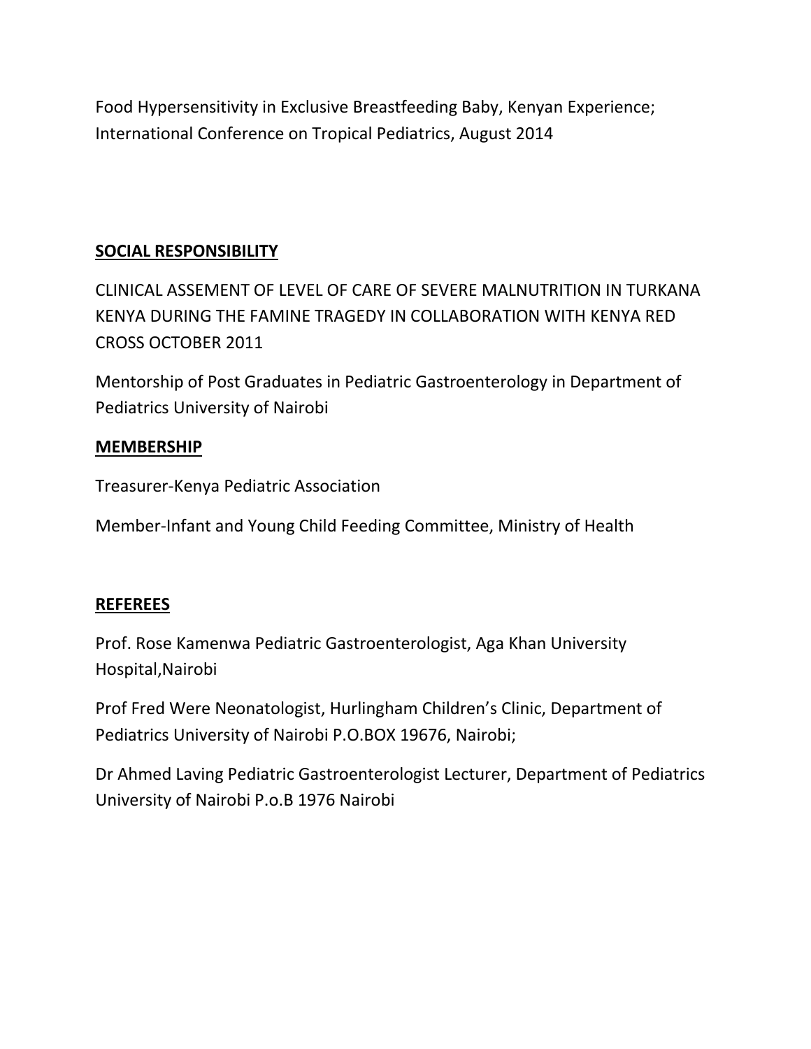Food Hypersensitivity in Exclusive Breastfeeding Baby, Kenyan Experience; International Conference on Tropical Pediatrics, August 2014

## **SOCIAL RESPONSIBILITY**

CLINICAL ASSEMENT OF LEVEL OF CARE OF SEVERE MALNUTRITION IN TURKANA KENYA DURING THE FAMINE TRAGEDY IN COLLABORATION WITH KENYA RED CROSS OCTOBER 2011

Mentorship of Post Graduates in Pediatric Gastroenterology in Department of Pediatrics University of Nairobi

## **MEMBERSHIP**

Treasurer-Kenya Pediatric Association

Member-Infant and Young Child Feeding Committee, Ministry of Health

## **REFEREES**

Prof. Rose Kamenwa Pediatric Gastroenterologist, Aga Khan University Hospital,Nairobi

Prof Fred Were Neonatologist, Hurlingham Children's Clinic, Department of Pediatrics University of Nairobi P.O.BOX 19676, Nairobi;

Dr Ahmed Laving Pediatric Gastroenterologist Lecturer, Department of Pediatrics University of Nairobi P.o.B 1976 Nairobi